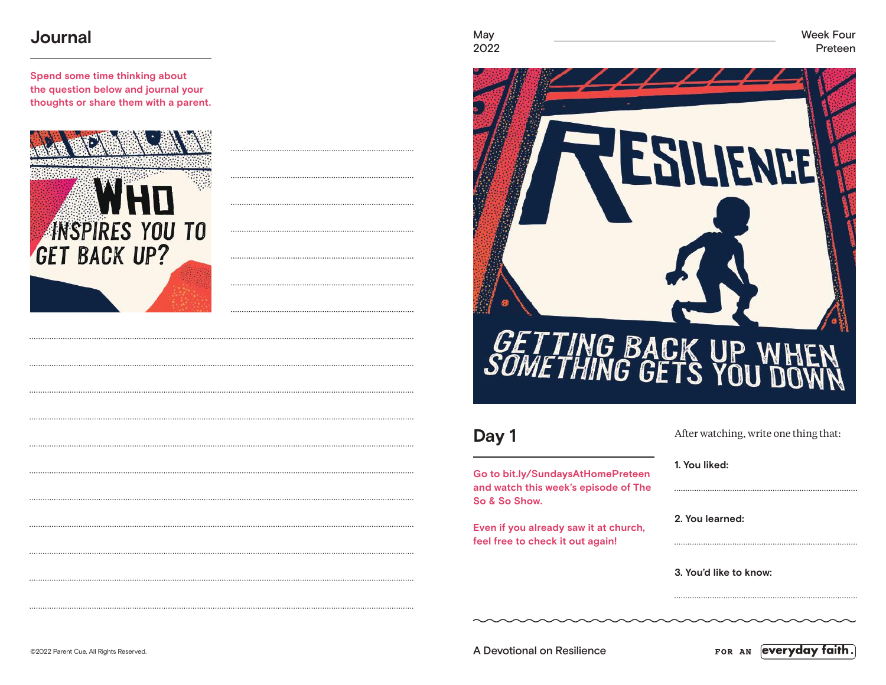# Journal

Spend some time thinking about the question below and journal your thoughts or share them with a parent.

WHO INSPIRES YOU TO GET BACK UP?

May 2022

Week Four Preteen

RESILIENCE

GETTING BACK UP WHEN SOMETHING GETS YOU DOWN

## Day 1

Go to bit.ly/SundaysAtHomePreteen and watch this week's episode of The So & So Show.

Even if you already saw it at church, feel free to check it out again!

After watching, write one thing that:

1. You liked:

2. You learned:

3. You'd like to know:

A Devotional on Resilience

FOR AN everyday faith.

©2022 Parent Cue. All Rights Reserved.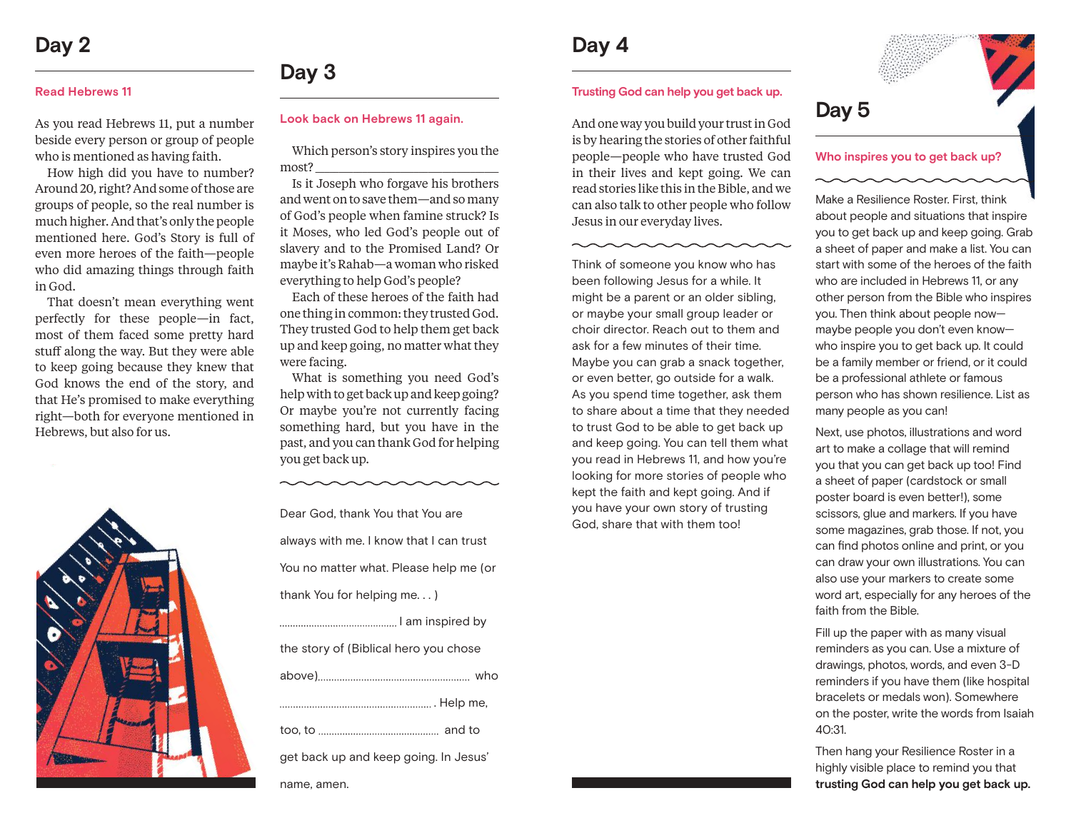## Day 2

**Read Hebrews 11**

As you read Hebrews 11, put a number beside every person or group of people who is mentioned as having faith.

How high did you have to number? Around 20, right? And some of those are groups of people, so the real number is much higher. And that's only the people mentioned here. God's Story is full of even more heroes of the faith—people who did amazing things through faith in God.

That doesn't mean everything went perfectly for these people—in fact, most of them faced some pretty hard stuff along the way. But they were able to keep going because they knew that God knows the end of the story, and that He's promised to make everything right—both for everyone mentioned in Hebrews, but also for us.

## Day 3

**Look back on Hebrews 11 again.**

Which person's story inspires you the most? ____________

Is it Joseph who forgave his brothers and went on to save them—and so many of God's people when famine struck? Is it Moses, who led God's people out of slavery and to the Promised Land? Or maybe it's Rahab—a woman who risked everything to help God's people?

Each of these heroes of the faith had one thing in common: they trusted God. They trusted God to help them get back up and keep going, no matter what they were facing.

What is something you need God's help with to get back up and keep going? Or maybe you're not currently facing something hard, but you have in the past, and you can thank God for helping you get back up.

Dear God, thank You that You are always with me. I know that I can trust You no matter what. Please help me (or thank You for helping me. . . ) .............................. I am inspired by the story of (Biblical hero you chose above).............................. who .............................. . Help me, too, to .............................. and to get back up and keep going. In Jesus' name, amen.

## Day 4

**Trusting God can help you get back up.**

And one way you build your trust in God is by hearing the stories of other faithful people—people who have trusted God in their lives and kept going. We can read stories like this in the Bible, and we can also talk to other people who follow Jesus in our everyday lives.

Think of someone you know who has been following Jesus for a while. It might be a parent or an older sibling, or maybe your small group leader or choir director. Reach out to them and ask for a few minutes of their time. Maybe you can grab a snack together, or even better, go outside for a walk. As you spend time together, ask them to share about a time that they needed to trust God to be able to get back up and keep going. You can tell them what you read in Hebrews 11, and how you're looking for more stories of people who kept the faith and kept going. And if you have your own story of trusting God, share that with them too!

## Day 5

**Who inspires you to get back up?**

Make a Resilience Roster. First, think about people and situations that inspire you to get back up and keep going. Grab a sheet of paper and make a list. You can start with some of the heroes of the faith who are included in Hebrews 11, or any other person from the Bible who inspires you. Then think about people now—maybe people you don't even know—who inspire you to get back up. It could be a family member or friend, or it could be a professional athlete or famous person who has shown resilience. List as many people as you can!

Next, use photos, illustrations and word art to make a collage that will remind you that you can get back up too! Find a sheet of paper (cardstock or small poster board is even better!), some scissors, glue and markers. If you have some magazines, grab those. If not, you can find photos online and print, or you can draw your own illustrations. You can also use your markers to create some word art, especially for any heroes of the faith from the Bible.

Fill up the paper with as many visual reminders as you can. Use a mixture of drawings, photos, words, and even 3-D reminders if you have them (like hospital bracelets or medals won). Somewhere on the poster, write the words from Isaiah 40:31.

Then hang your Resilience Roster in a highly visible place to remind you that **trusting God can help you get back up.**